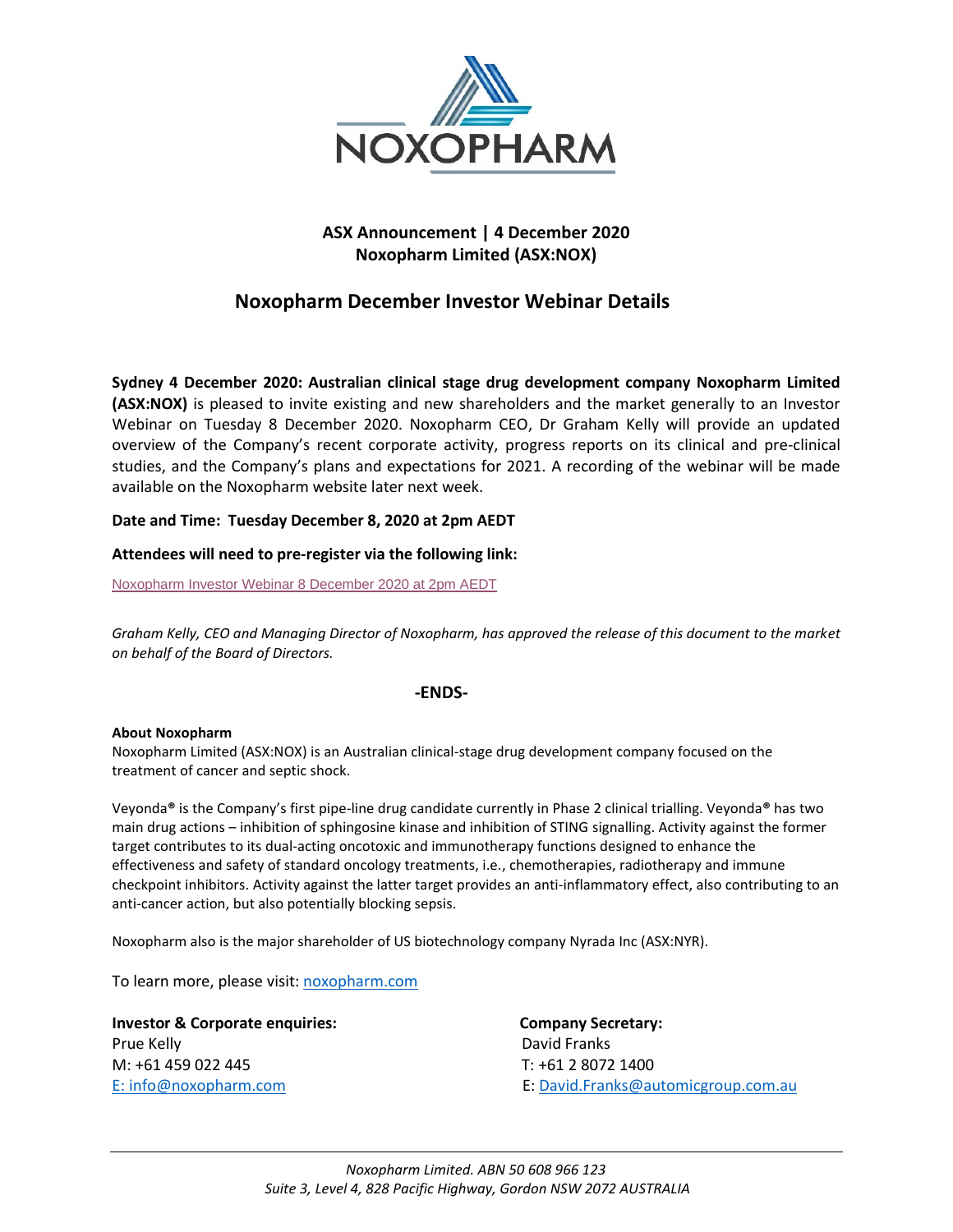**ASX Announcement | 4 December 2020**
**Noxopharm Limited (ASX:NOX)**

# Noxopharm December Investor Webinar Details

**Sydney 4 December 2020: Australian clinical stage drug development company Noxopharm Limited (ASX:NOX)** is pleased to invite existing and new shareholders and the market generally to an Investor Webinar on Tuesday 8 December 2020. Noxopharm CEO, Dr Graham Kelly will provide an updated overview of the Company's recent corporate activity, progress reports on its clinical and pre-clinical studies, and the Company's plans and expectations for 2021. A recording of the webinar will be made available on the Noxopharm website later next week.

**Date and Time: Tuesday December 8, 2020 at 2pm AEDT**

**Attendees will need to pre-register via the following link:**

Noxopharm Investor Webinar 8 December 2020 at 2pm AEDT

*Graham Kelly, CEO and Managing Director of Noxopharm, has approved the release of this document to the market on behalf of the Board of Directors.*

**-ENDS-**

**About Noxopharm**

Noxopharm Limited (ASX:NOX) is an Australian clinical-stage drug development company focused on the treatment of cancer and septic shock.

Veyonda® is the Company's first pipe-line drug candidate currently in Phase 2 clinical trialling. Veyonda® has two main drug actions – inhibition of sphingosine kinase and inhibition of STING signalling. Activity against the former target contributes to its dual-acting oncotoxic and immunotherapy functions designed to enhance the effectiveness and safety of standard oncology treatments, i.e., chemotherapies, radiotherapy and immune checkpoint inhibitors. Activity against the latter target provides an anti-inflammatory effect, also contributing to an anti-cancer action, but also potentially blocking sepsis.

Noxopharm also is the major shareholder of US biotechnology company Nyrada Inc (ASX:NYR).

To learn more, please visit: noxopharm.com

**Investor & Corporate enquiries:**
Prue Kelly
M: +61 459 022 445
E: info@noxopharm.com

**Company Secretary:**
David Franks
T: +61 2 8072 1400
E: David.Franks@automicgroup.com.au

*Noxopharm Limited. ABN 50 608 966 123*
*Suite 3, Level 4, 828 Pacific Highway, Gordon NSW 2072 AUSTRALIA*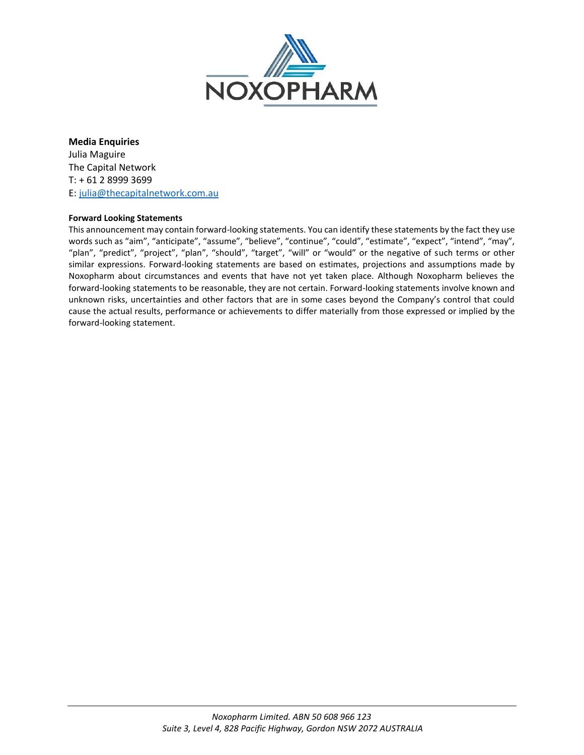**Media Enquiries**
Julia Maguire
The Capital Network
T: + 61 2 8999 3699
E: julia@thecapitalnetwork.com.au

**Forward Looking Statements**

This announcement may contain forward-looking statements. You can identify these statements by the fact they use words such as "aim", "anticipate", "assume", "believe", "continue", "could", "estimate", "expect", "intend", "may", "plan", "predict", "project", "plan", "should", "target", "will" or "would" or the negative of such terms or other similar expressions. Forward-looking statements are based on estimates, projections and assumptions made by Noxopharm about circumstances and events that have not yet taken place. Although Noxopharm believes the forward-looking statements to be reasonable, they are not certain. Forward-looking statements involve known and unknown risks, uncertainties and other factors that are in some cases beyond the Company's control that could cause the actual results, performance or achievements to differ materially from those expressed or implied by the forward-looking statement.